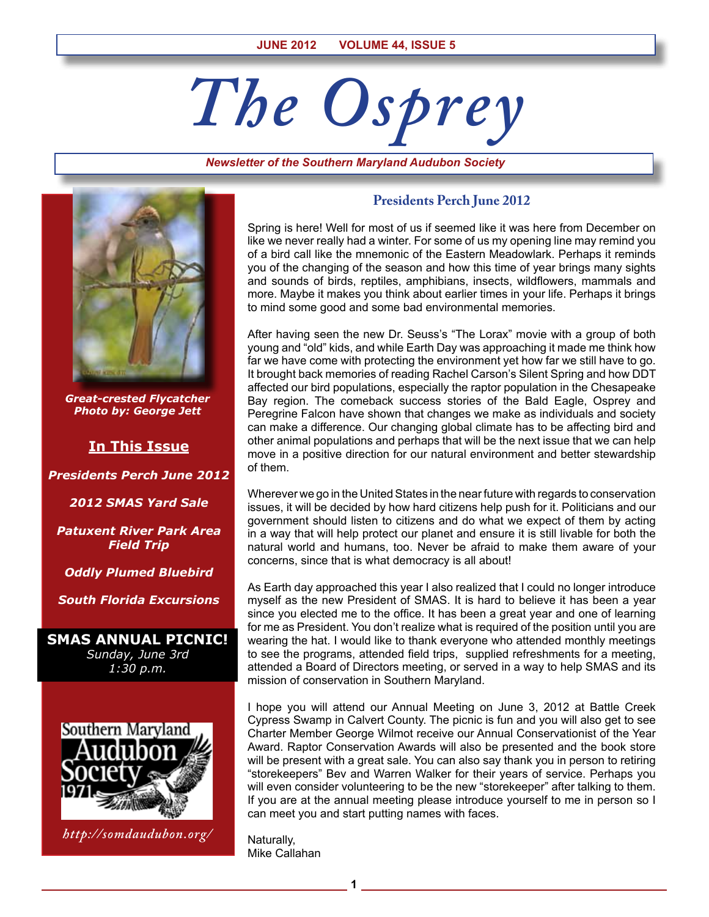JUNE 2012 VOLUME 44, ISSUE 5

# The Osprey

*Newsletter of the Southern Maryland Audubon Society*

***Great-crested Flycatcher***
***Photo by: George Jett***

**In This Issue**

***Presidents Perch June 2012***

***2012 SMAS Yard Sale***

***Patuxent River Park Area Field Trip***

***Oddly Plumed Bluebird***

***South Florida Excursions***

**SMAS ANNUAL PICNIC!**
*Sunday, June 3rd*
*1:30 p.m.*

Southern Maryland Audubon Society 1971

*http://somdaudubon.org/*

## Presidents Perch June 2012

Spring is here! Well for most of us if seemed like it was here from December on like we never really had a winter. For some of us my opening line may remind you of a bird call like the mnemonic of the Eastern Meadowlark. Perhaps it reminds you of the changing of the season and how this time of year brings many sights and sounds of birds, reptiles, amphibians, insects, wildflowers, mammals and more. Maybe it makes you think about earlier times in your life. Perhaps it brings to mind some good and some bad environmental memories.

After having seen the new Dr. Seuss's "The Lorax" movie with a group of both young and "old" kids, and while Earth Day was approaching it made me think how far we have come with protecting the environment yet how far we still have to go. It brought back memories of reading Rachel Carson's Silent Spring and how DDT affected our bird populations, especially the raptor population in the Chesapeake Bay region. The comeback success stories of the Bald Eagle, Osprey and Peregrine Falcon have shown that changes we make as individuals and society can make a difference. Our changing global climate has to be affecting bird and other animal populations and perhaps that will be the next issue that we can help move in a positive direction for our natural environment and better stewardship of them.

Wherever we go in the United States in the near future with regards to conservation issues, it will be decided by how hard citizens help push for it. Politicians and our government should listen to citizens and do what we expect of them by acting in a way that will help protect our planet and ensure it is still livable for both the natural world and humans, too. Never be afraid to make them aware of your concerns, since that is what democracy is all about!

As Earth day approached this year I also realized that I could no longer introduce myself as the new President of SMAS. It is hard to believe it has been a year since you elected me to the office. It has been a great year and one of learning for me as President. You don't realize what is required of the position until you are wearing the hat. I would like to thank everyone who attended monthly meetings to see the programs, attended field trips, supplied refreshments for a meeting, attended a Board of Directors meeting, or served in a way to help SMAS and its mission of conservation in Southern Maryland.

I hope you will attend our Annual Meeting on June 3, 2012 at Battle Creek Cypress Swamp in Calvert County. The picnic is fun and you will also get to see Charter Member George Wilmot receive our Annual Conservationist of the Year Award. Raptor Conservation Awards will also be presented and the book store will be present with a great sale. You can also say thank you in person to retiring "storekeepers" Bev and Warren Walker for their years of service. Perhaps you will even consider volunteering to be the new "storekeeper" after talking to them. If you are at the annual meeting please introduce yourself to me in person so I can meet you and start putting names with faces.

Naturally,
Mike Callahan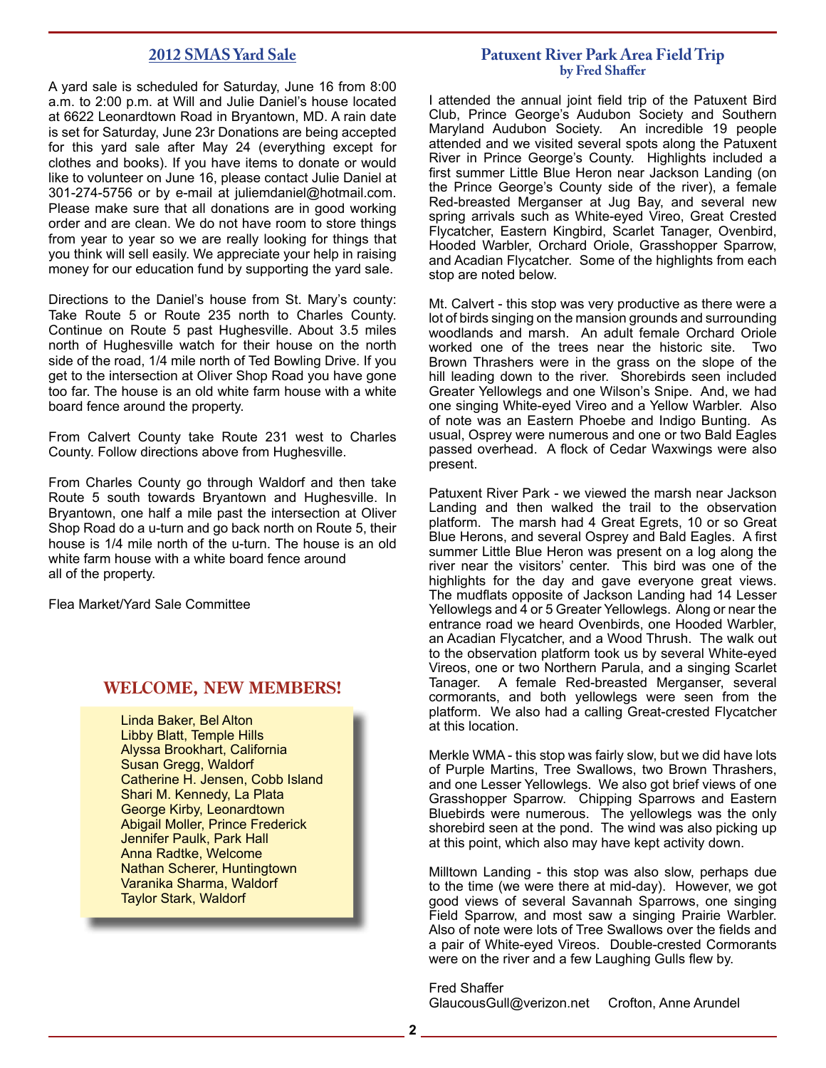## 2012 SMAS Yard Sale

A yard sale is scheduled for Saturday, June 16 from 8:00 a.m. to 2:00 p.m. at Will and Julie Daniel's house located at 6622 Leonardtown Road in Bryantown, MD. A rain date is set for Saturday, June 23r Donations are being accepted for this yard sale after May 24 (everything except for clothes and books). If you have items to donate or would like to volunteer on June 16, please contact Julie Daniel at 301-274-5756 or by e-mail at juliemdaniel@hotmail.com. Please make sure that all donations are in good working order and are clean. We do not have room to store things from year to year so we are really looking for things that you think will sell easily. We appreciate your help in raising money for our education fund by supporting the yard sale.

Directions to the Daniel's house from St. Mary's county: Take Route 5 or Route 235 north to Charles County. Continue on Route 5 past Hughesville. About 3.5 miles north of Hughesville watch for their house on the north side of the road, 1/4 mile north of Ted Bowling Drive. If you get to the intersection at Oliver Shop Road you have gone too far. The house is an old white farm house with a white board fence around the property.

From Calvert County take Route 231 west to Charles County. Follow directions above from Hughesville.

From Charles County go through Waldorf and then take Route 5 south towards Bryantown and Hughesville. In Bryantown, one half a mile past the intersection at Oliver Shop Road do a u-turn and go back north on Route 5, their house is 1/4 mile north of the u-turn. The house is an old white farm house with a white board fence around all of the property.

Flea Market/Yard Sale Committee

## WELCOME, NEW MEMBERS!

Linda Baker, Bel Alton
Libby Blatt, Temple Hills
Alyssa Brookhart, California
Susan Gregg, Waldorf
Catherine H. Jensen, Cobb Island
Shari M. Kennedy, La Plata
George Kirby, Leonardtown
Abigail Moller, Prince Frederick
Jennifer Paulk, Park Hall
Anna Radtke, Welcome
Nathan Scherer, Huntingtown
Varanika Sharma, Waldorf
Taylor Stark, Waldorf

## Patuxent River Park Area Field Trip
**by Fred Shaffer**

I attended the annual joint field trip of the Patuxent Bird Club, Prince George's Audubon Society and Southern Maryland Audubon Society. An incredible 19 people attended and we visited several spots along the Patuxent River in Prince George's County. Highlights included a first summer Little Blue Heron near Jackson Landing (on the Prince George's County side of the river), a female Red-breasted Merganser at Jug Bay, and several new spring arrivals such as White-eyed Vireo, Great Crested Flycatcher, Eastern Kingbird, Scarlet Tanager, Ovenbird, Hooded Warbler, Orchard Oriole, Grasshopper Sparrow, and Acadian Flycatcher. Some of the highlights from each stop are noted below.

Mt. Calvert - this stop was very productive as there were a lot of birds singing on the mansion grounds and surrounding woodlands and marsh. An adult female Orchard Oriole worked one of the trees near the historic site. Two Brown Thrashers were in the grass on the slope of the hill leading down to the river. Shorebirds seen included Greater Yellowlegs and one Wilson's Snipe. And, we had one singing White-eyed Vireo and a Yellow Warbler. Also of note was an Eastern Phoebe and Indigo Bunting. As usual, Osprey were numerous and one or two Bald Eagles passed overhead. A flock of Cedar Waxwings were also present.

Patuxent River Park - we viewed the marsh near Jackson Landing and then walked the trail to the observation platform. The marsh had 4 Great Egrets, 10 or so Great Blue Herons, and several Osprey and Bald Eagles. A first summer Little Blue Heron was present on a log along the river near the visitors' center. This bird was one of the highlights for the day and gave everyone great views. The mudflats opposite of Jackson Landing had 14 Lesser Yellowlegs and 4 or 5 Greater Yellowlegs. Along or near the entrance road we heard Ovenbirds, one Hooded Warbler, an Acadian Flycatcher, and a Wood Thrush. The walk out to the observation platform took us by several White-eyed Vireos, one or two Northern Parula, and a singing Scarlet Tanager. A female Red-breasted Merganser, several cormorants, and both yellowlegs were seen from the platform. We also had a calling Great-crested Flycatcher at this location.

Merkle WMA - this stop was fairly slow, but we did have lots of Purple Martins, Tree Swallows, two Brown Thrashers, and one Lesser Yellowlegs. We also got brief views of one Grasshopper Sparrow. Chipping Sparrows and Eastern Bluebirds were numerous. The yellowlegs was the only shorebird seen at the pond. The wind was also picking up at this point, which also may have kept activity down.

Milltown Landing - this stop was also slow, perhaps due to the time (we were there at mid-day). However, we got good views of several Savannah Sparrows, one singing Field Sparrow, and most saw a singing Prairie Warbler. Also of note were lots of Tree Swallows over the fields and a pair of White-eyed Vireos. Double-crested Cormorants were on the river and a few Laughing Gulls flew by.

Fred Shaffer
GlaucousGull@verizon.net Crofton, Anne Arundel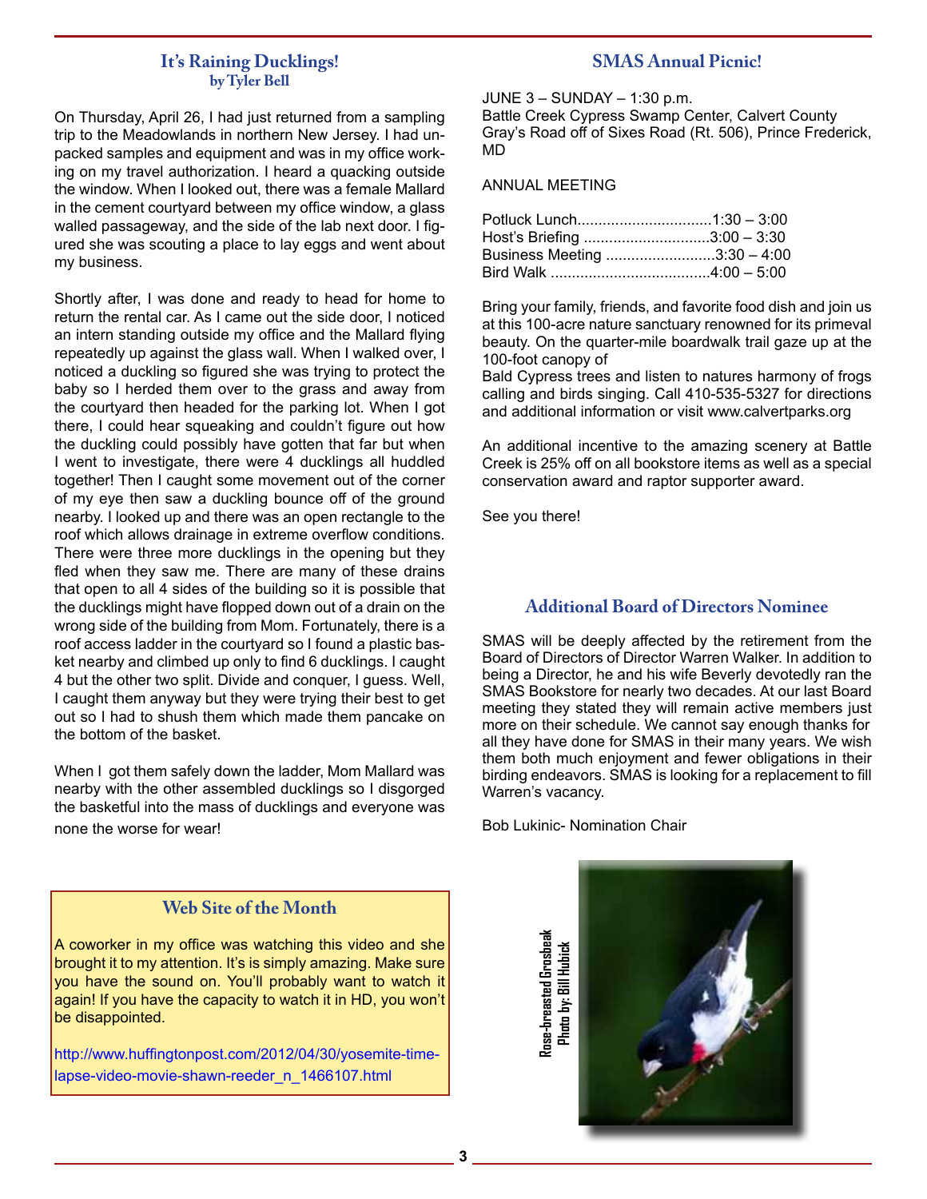## It's Raining Ducklings!
### by Tyler Bell

On Thursday, April 26, I had just returned from a sampling trip to the Meadowlands in northern New Jersey. I had unpacked samples and equipment and was in my office working on my travel authorization. I heard a quacking outside the window. When I looked out, there was a female Mallard in the cement courtyard between my office window, a glass walled passageway, and the side of the lab next door. I figured she was scouting a place to lay eggs and went about my business.

Shortly after, I was done and ready to head for home to return the rental car. As I came out the side door, I noticed an intern standing outside my office and the Mallard flying repeatedly up against the glass wall. When I walked over, I noticed a duckling so figured she was trying to protect the baby so I herded them over to the grass and away from the courtyard then headed for the parking lot. When I got there, I could hear squeaking and couldn't figure out how the duckling could possibly have gotten that far but when I went to investigate, there were 4 ducklings all huddled together! Then I caught some movement out of the corner of my eye then saw a duckling bounce off of the ground nearby. I looked up and there was an open rectangle to the roof which allows drainage in extreme overflow conditions. There were three more ducklings in the opening but they fled when they saw me. There are many of these drains that open to all 4 sides of the building so it is possible that the ducklings might have flopped down out of a drain on the wrong side of the building from Mom. Fortunately, there is a roof access ladder in the courtyard so I found a plastic basket nearby and climbed up only to find 6 ducklings. I caught 4 but the other two split. Divide and conquer, I guess. Well, I caught them anyway but they were trying their best to get out so I had to shush them which made them pancake on the bottom of the basket.

When I got them safely down the ladder, Mom Mallard was nearby with the other assembled ducklings so I disgorged the basketful into the mass of ducklings and everyone was none the worse for wear!

## Web Site of the Month

A coworker in my office was watching this video and she brought it to my attention. It's is simply amazing. Make sure you have the sound on. You'll probably want to watch it again! If you have the capacity to watch it in HD, you won't be disappointed.

http://www.huffingtonpost.com/2012/04/30/yosemite-time-lapse-video-movie-shawn-reeder_n_1466107.html

## SMAS Annual Picnic!

JUNE 3 – SUNDAY – 1:30 p.m.
Battle Creek Cypress Swamp Center, Calvert County
Gray's Road off of Sixes Road (Rt. 506), Prince Frederick, MD

ANNUAL MEETING

Potluck Lunch................................1:30 – 3:00
Host's Briefing ..............................3:00 – 3:30
Business Meeting ..........................3:30 – 4:00
Bird Walk .....................................4:00 – 5:00

Bring your family, friends, and favorite food dish and join us at this 100-acre nature sanctuary renowned for its primeval beauty. On the quarter-mile boardwalk trail gaze up at the 100-foot canopy of
Bald Cypress trees and listen to natures harmony of frogs calling and birds singing. Call 410-535-5327 for directions and additional information or visit www.calvertparks.org

An additional incentive to the amazing scenery at Battle Creek is 25% off on all bookstore items as well as a special conservation award and raptor supporter award.

See you there!

## Additional Board of Directors Nominee

SMAS will be deeply affected by the retirement from the Board of Directors of Director Warren Walker. In addition to being a Director, he and his wife Beverly devotedly ran the SMAS Bookstore for nearly two decades. At our last Board meeting they stated they will remain active members just more on their schedule. We cannot say enough thanks for all they have done for SMAS in their many years. We wish them both much enjoyment and fewer obligations in their birding endeavors. SMAS is looking for a replacement to fill Warren's vacancy.

Bob Lukinic- Nomination Chair

Rose-breasted Grosbeak
Photo by: Bill Hubick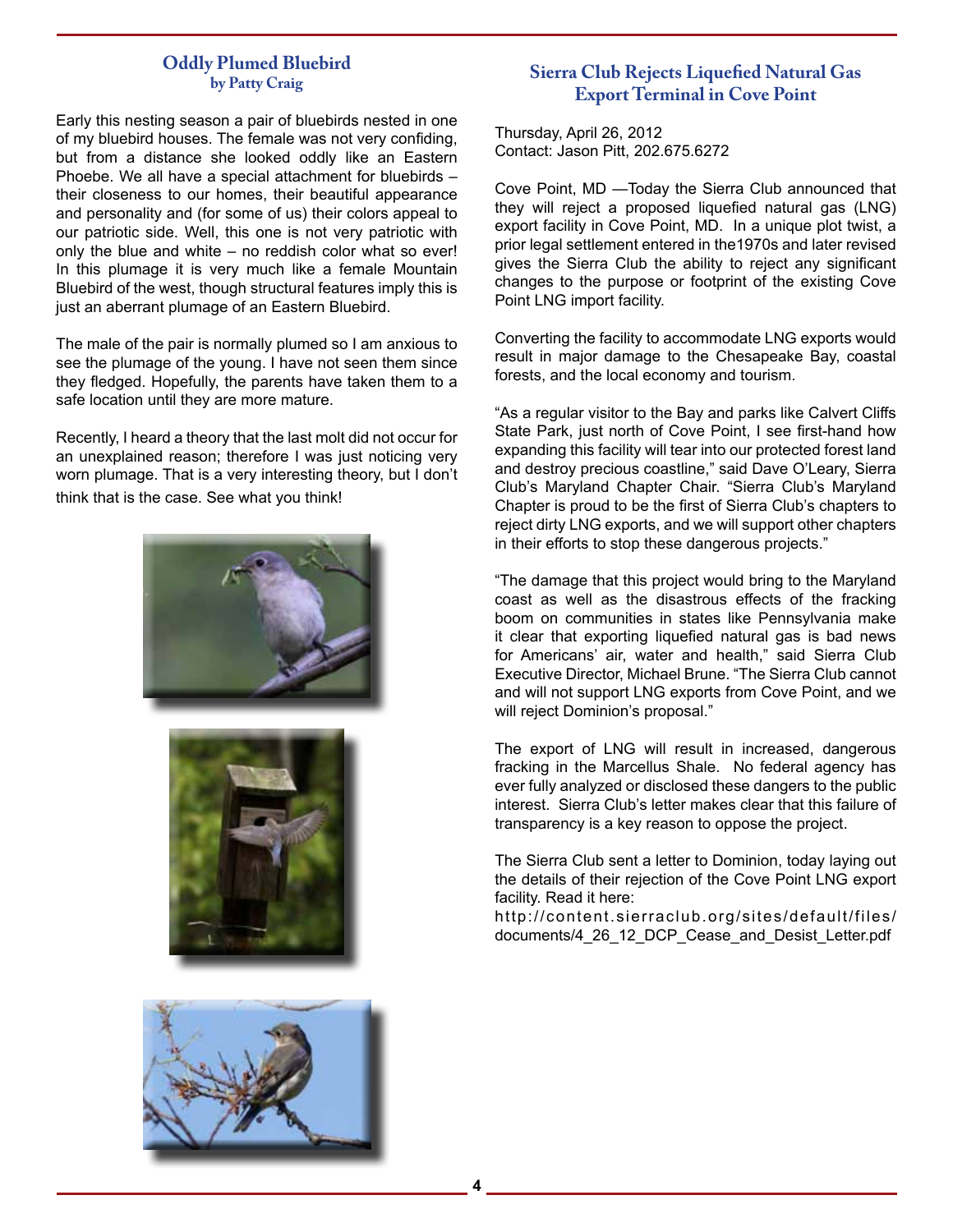## Oddly Plumed Bluebird

**by Patty Craig**

Early this nesting season a pair of bluebirds nested in one of my bluebird houses. The female was not very confiding, but from a distance she looked oddly like an Eastern Phoebe. We all have a special attachment for bluebirds – their closeness to our homes, their beautiful appearance and personality and (for some of us) their colors appeal to our patriotic side. Well, this one is not very patriotic with only the blue and white – no reddish color what so ever! In this plumage it is very much like a female Mountain Bluebird of the west, though structural features imply this is just an aberrant plumage of an Eastern Bluebird.

The male of the pair is normally plumed so I am anxious to see the plumage of the young. I have not seen them since they fledged. Hopefully, the parents have taken them to a safe location until they are more mature.

Recently, I heard a theory that the last molt did not occur for an unexplained reason; therefore I was just noticing very worn plumage. That is a very interesting theory, but I don't think that is the case. See what you think!

## Sierra Club Rejects Liquefied Natural Gas Export Terminal in Cove Point

Thursday, April 26, 2012
Contact: Jason Pitt, 202.675.6272

Cove Point, MD —Today the Sierra Club announced that they will reject a proposed liquefied natural gas (LNG) export facility in Cove Point, MD. In a unique plot twist, a prior legal settlement entered in the1970s and later revised gives the Sierra Club the ability to reject any significant changes to the purpose or footprint of the existing Cove Point LNG import facility.

Converting the facility to accommodate LNG exports would result in major damage to the Chesapeake Bay, coastal forests, and the local economy and tourism.

"As a regular visitor to the Bay and parks like Calvert Cliffs State Park, just north of Cove Point, I see first-hand how expanding this facility will tear into our protected forest land and destroy precious coastline," said Dave O'Leary, Sierra Club's Maryland Chapter Chair. "Sierra Club's Maryland Chapter is proud to be the first of Sierra Club's chapters to reject dirty LNG exports, and we will support other chapters in their efforts to stop these dangerous projects."

"The damage that this project would bring to the Maryland coast as well as the disastrous effects of the fracking boom on communities in states like Pennsylvania make it clear that exporting liquefied natural gas is bad news for Americans' air, water and health," said Sierra Club Executive Director, Michael Brune. "The Sierra Club cannot and will not support LNG exports from Cove Point, and we will reject Dominion's proposal."

The export of LNG will result in increased, dangerous fracking in the Marcellus Shale. No federal agency has ever fully analyzed or disclosed these dangers to the public interest. Sierra Club's letter makes clear that this failure of transparency is a key reason to oppose the project.

The Sierra Club sent a letter to Dominion, today laying out the details of their rejection of the Cove Point LNG export facility. Read it here:
http://content.sierraclub.org/sites/default/files/documents/4_26_12_DCP_Cease_and_Desist_Letter.pdf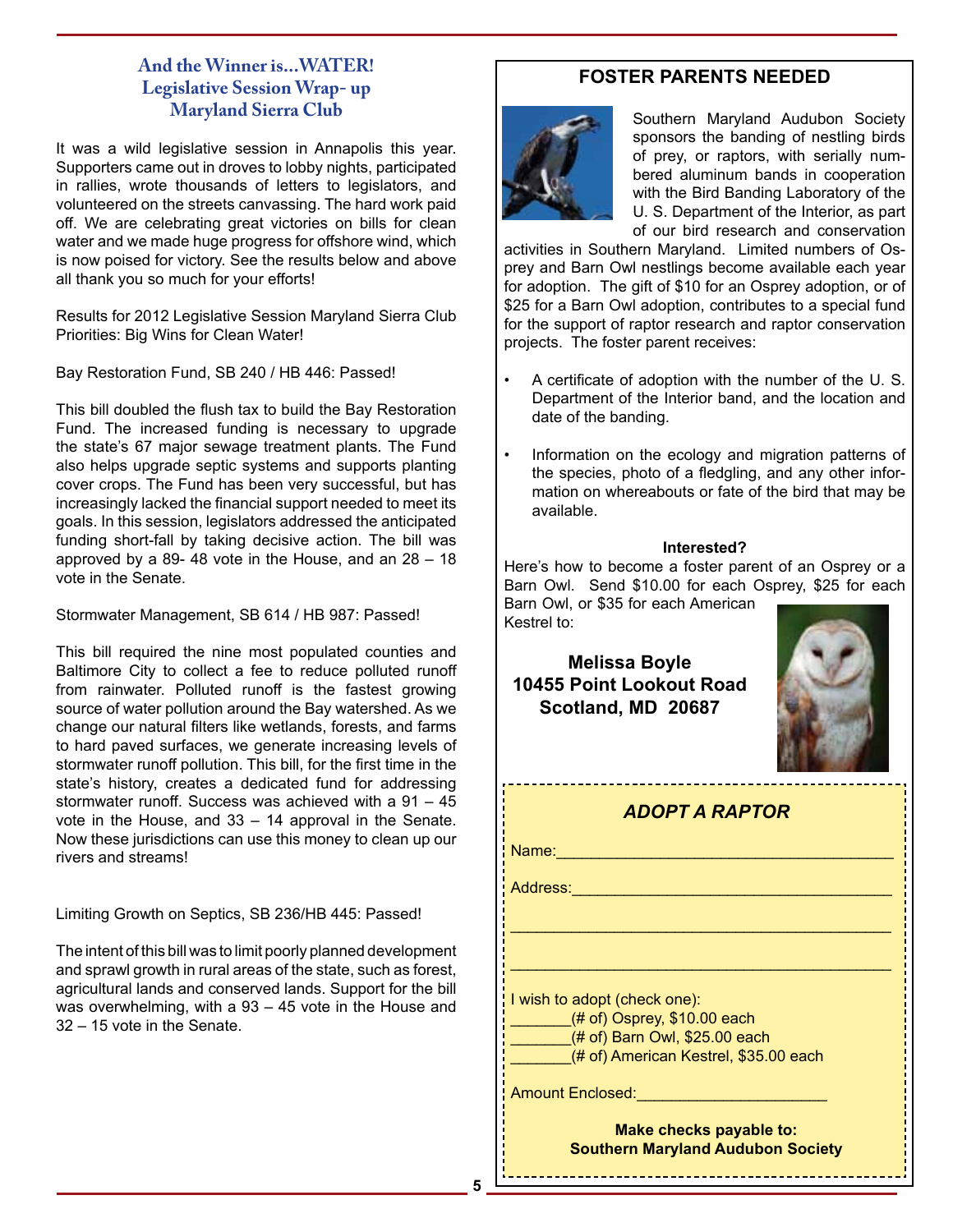## And the Winner is...WATER!
## Legislative Session Wrap- up
## Maryland Sierra Club

It was a wild legislative session in Annapolis this year. Supporters came out in droves to lobby nights, participated in rallies, wrote thousands of letters to legislators, and volunteered on the streets canvassing. The hard work paid off. We are celebrating great victories on bills for clean water and we made huge progress for offshore wind, which is now poised for victory. See the results below and above all thank you so much for your efforts!

Results for 2012 Legislative Session Maryland Sierra Club Priorities: Big Wins for Clean Water!

Bay Restoration Fund, SB 240 / HB 446: Passed!

This bill doubled the flush tax to build the Bay Restoration Fund. The increased funding is necessary to upgrade the state's 67 major sewage treatment plants. The Fund also helps upgrade septic systems and supports planting cover crops. The Fund has been very successful, but has increasingly lacked the financial support needed to meet its goals. In this session, legislators addressed the anticipated funding short-fall by taking decisive action. The bill was approved by a 89- 48 vote in the House, and an 28 – 18 vote in the Senate.

Stormwater Management, SB 614 / HB 987: Passed!

This bill required the nine most populated counties and Baltimore City to collect a fee to reduce polluted runoff from rainwater. Polluted runoff is the fastest growing source of water pollution around the Bay watershed. As we change our natural filters like wetlands, forests, and farms to hard paved surfaces, we generate increasing levels of stormwater runoff pollution. This bill, for the first time in the state's history, creates a dedicated fund for addressing stormwater runoff. Success was achieved with a 91 – 45 vote in the House, and 33 – 14 approval in the Senate. Now these jurisdictions can use this money to clean up our rivers and streams!

Limiting Growth on Septics, SB 236/HB 445: Passed!

The intent of this bill was to limit poorly planned development and sprawl growth in rural areas of the state, such as forest, agricultural lands and conserved lands. Support for the bill was overwhelming, with a 93 – 45 vote in the House and 32 – 15 vote in the Senate.

## FOSTER PARENTS NEEDED

Southern Maryland Audubon Society sponsors the banding of nestling birds of prey, or raptors, with serially numbered aluminum bands in cooperation with the Bird Banding Laboratory of the U. S. Department of the Interior, as part of our bird research and conservation activities in Southern Maryland. Limited numbers of Osprey and Barn Owl nestlings become available each year for adoption. The gift of $10 for an Osprey adoption, or of $25 for a Barn Owl adoption, contributes to a special fund for the support of raptor research and raptor conservation projects. The foster parent receives:

- A certificate of adoption with the number of the U. S. Department of the Interior band, and the location and date of the banding.
- Information on the ecology and migration patterns of the species, photo of a fledgling, and any other information on whereabouts or fate of the bird that may be available.

**Interested?**

Here's how to become a foster parent of an Osprey or a Barn Owl. Send $10.00 for each Osprey, $25 for each Barn Owl, or $35 for each American Kestrel to:

**Melissa Boyle**
**10455 Point Lookout Road**
**Scotland, MD 20687**

### *ADOPT A RAPTOR*

Name:_______________________________________

Address:_____________________________________

_____________________________________________

_____________________________________________

I wish to adopt (check one):
_______(# of) Osprey, $10.00 each
_______(# of) Barn Owl, $25.00 each
_______(# of) American Kestrel, $35.00 each

Amount Enclosed:_____________________

**Make checks payable to:**
**Southern Maryland Audubon Society**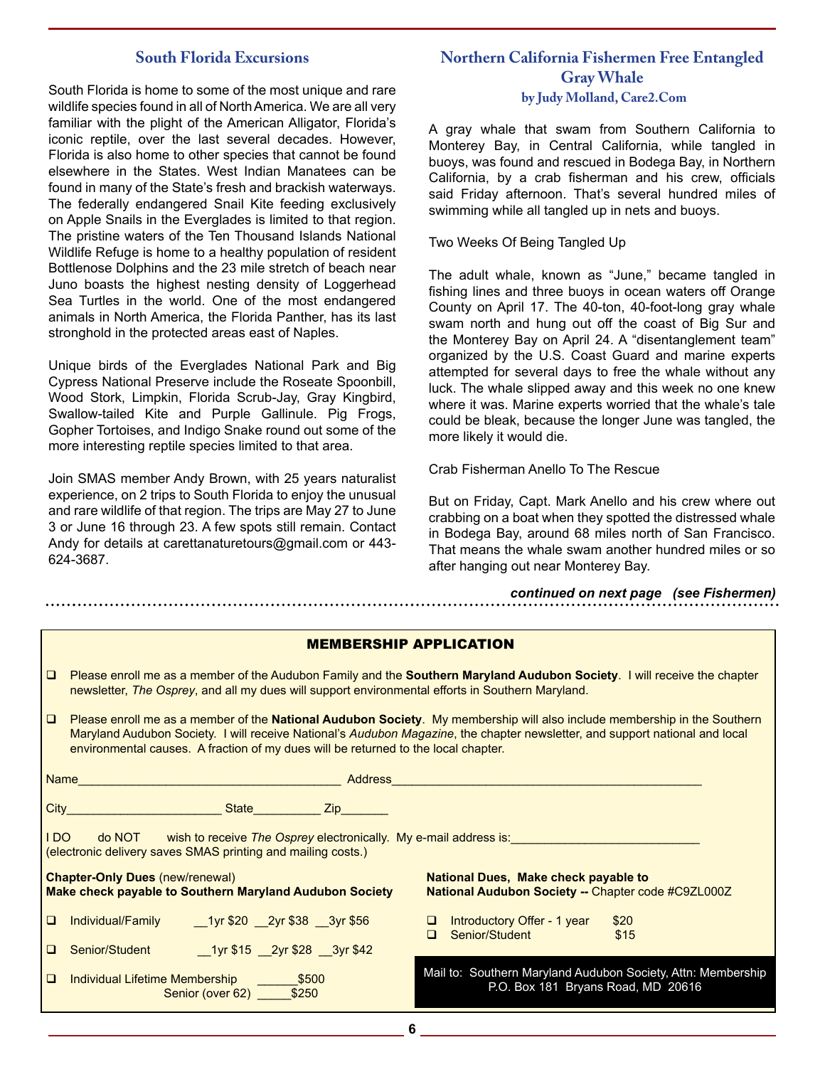## South Florida Excursions

South Florida is home to some of the most unique and rare wildlife species found in all of North America. We are all very familiar with the plight of the American Alligator, Florida's iconic reptile, over the last several decades. However, Florida is also home to other species that cannot be found elsewhere in the States. West Indian Manatees can be found in many of the State's fresh and brackish waterways. The federally endangered Snail Kite feeding exclusively on Apple Snails in the Everglades is limited to that region. The pristine waters of the Ten Thousand Islands National Wildlife Refuge is home to a healthy population of resident Bottlenose Dolphins and the 23 mile stretch of beach near Juno boasts the highest nesting density of Loggerhead Sea Turtles in the world. One of the most endangered animals in North America, the Florida Panther, has its last stronghold in the protected areas east of Naples.

Unique birds of the Everglades National Park and Big Cypress National Preserve include the Roseate Spoonbill, Wood Stork, Limpkin, Florida Scrub-Jay, Gray Kingbird, Swallow-tailed Kite and Purple Gallinule. Pig Frogs, Gopher Tortoises, and Indigo Snake round out some of the more interesting reptile species limited to that area.

Join SMAS member Andy Brown, with 25 years naturalist experience, on 2 trips to South Florida to enjoy the unusual and rare wildlife of that region. The trips are May 27 to June 3 or June 16 through 23. A few spots still remain. Contact Andy for details at carettanaturetours@gmail.com or 443-624-3687.

## Northern California Fishermen Free Entangled Gray Whale

### by Judy Molland, Care2.Com

A gray whale that swam from Southern California to Monterey Bay, in Central California, while tangled in buoys, was found and rescued in Bodega Bay, in Northern California, by a crab fisherman and his crew, officials said Friday afternoon. That's several hundred miles of swimming while all tangled up in nets and buoys.

Two Weeks Of Being Tangled Up

The adult whale, known as "June," became tangled in fishing lines and three buoys in ocean waters off Orange County on April 17. The 40-ton, 40-foot-long gray whale swam north and hung out off the coast of Big Sur and the Monterey Bay on April 24. A "disentanglement team" organized by the U.S. Coast Guard and marine experts attempted for several days to free the whale without any luck. The whale slipped away and this week no one knew where it was. Marine experts worried that the whale's tale could be bleak, because the longer June was tangled, the more likely it would die.

Crab Fisherman Anello To The Rescue

But on Friday, Capt. Mark Anello and his crew where out crabbing on a boat when they spotted the distressed whale in Bodega Bay, around 68 miles north of San Francisco. That means the whale swam another hundred miles or so after hanging out near Monterey Bay.

***continued on next page (see Fishermen)***

---

## MEMBERSHIP APPLICATION

❑ Please enroll me as a member of the Audubon Family and the **Southern Maryland Audubon Society**. I will receive the chapter newsletter, *The Osprey*, and all my dues will support environmental efforts in Southern Maryland.

❑ Please enroll me as a member of the **National Audubon Society**. My membership will also include membership in the Southern Maryland Audubon Society. I will receive National's *Audubon Magazine*, the chapter newsletter, and support national and local environmental causes. A fraction of my dues will be returned to the local chapter.

Name______________________________________ Address______________________________________________

City______________________ State__________ Zip_______

I DO do NOT wish to receive *The Osprey* electronically. My e-mail address is:___________________________
(electronic delivery saves SMAS printing and mailing costs.)

**Chapter-Only Dues** (new/renewal)
**Make check payable to Southern Maryland Audubon Society**

❑ Individual/Family __1yr $20 __2yr $38 __3yr $56

❑ Senior/Student __1yr $15 __2yr $28 __3yr $42

❑ Individual Lifetime Membership ______$500
Senior (over 62) _____$250

**National Dues, Make check payable to**
**National Audubon Society --** Chapter code #C9ZL000Z

❑ Introductory Offer - 1 year $20
❑ Senior/Student $15

Mail to: Southern Maryland Audubon Society, Attn: Membership
P.O. Box 181 Bryans Road, MD 20616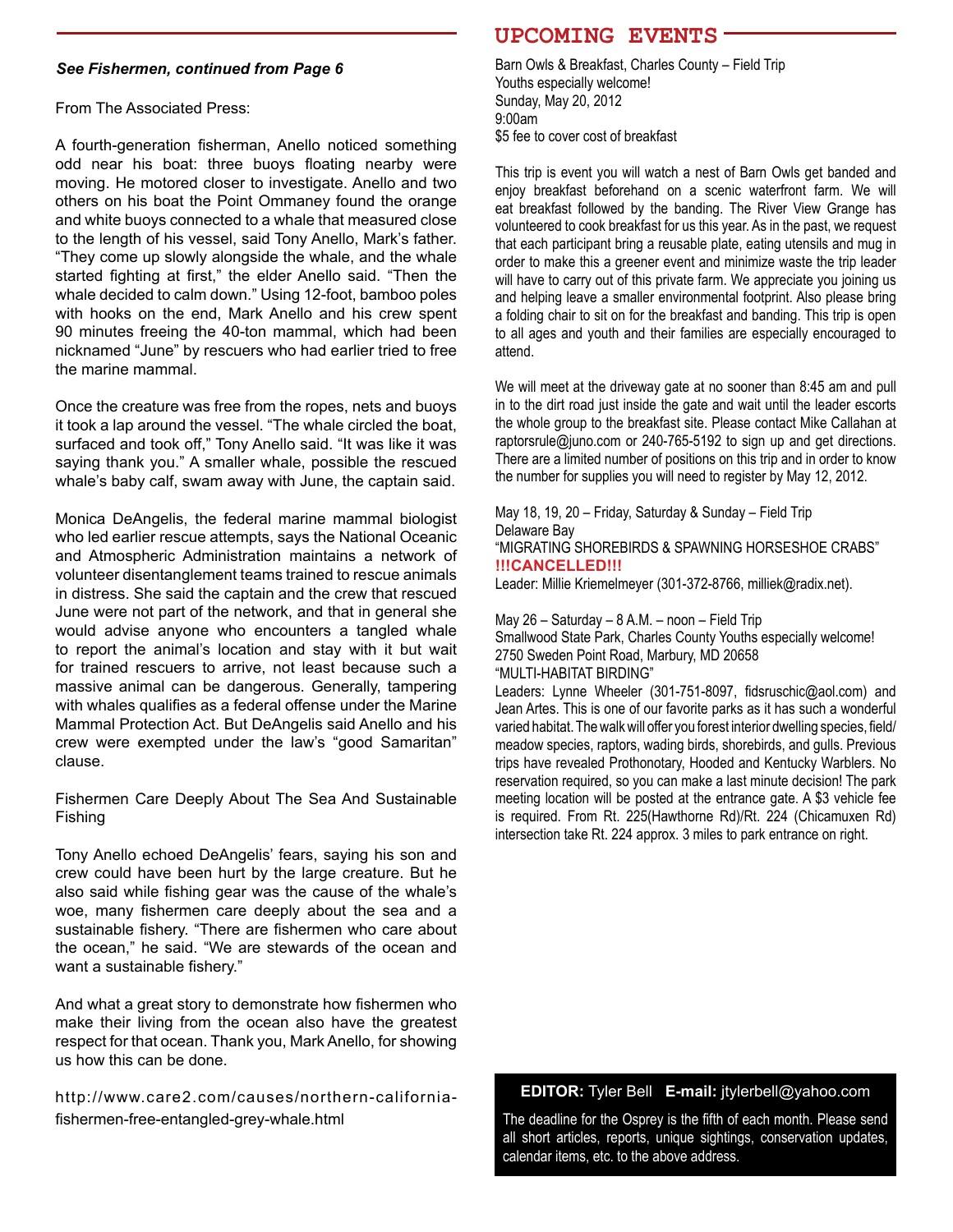*See Fishermen, continued from Page 6*

From The Associated Press:

A fourth-generation fisherman, Anello noticed something odd near his boat: three buoys floating nearby were moving. He motored closer to investigate. Anello and two others on his boat the Point Ommaney found the orange and white buoys connected to a whale that measured close to the length of his vessel, said Tony Anello, Mark's father. "They come up slowly alongside the whale, and the whale started fighting at first," the elder Anello said. "Then the whale decided to calm down." Using 12-foot, bamboo poles with hooks on the end, Mark Anello and his crew spent 90 minutes freeing the 40-ton mammal, which had been nicknamed "June" by rescuers who had earlier tried to free the marine mammal.

Once the creature was free from the ropes, nets and buoys it took a lap around the vessel. "The whale circled the boat, surfaced and took off," Tony Anello said. "It was like it was saying thank you." A smaller whale, possible the rescued whale's baby calf, swam away with June, the captain said.

Monica DeAngelis, the federal marine mammal biologist who led earlier rescue attempts, says the National Oceanic and Atmospheric Administration maintains a network of volunteer disentanglement teams trained to rescue animals in distress. She said the captain and the crew that rescued June were not part of the network, and that in general she would advise anyone who encounters a tangled whale to report the animal's location and stay with it but wait for trained rescuers to arrive, not least because such a massive animal can be dangerous. Generally, tampering with whales qualifies as a federal offense under the Marine Mammal Protection Act. But DeAngelis said Anello and his crew were exempted under the law's "good Samaritan" clause.

Fishermen Care Deeply About The Sea And Sustainable Fishing

Tony Anello echoed DeAngelis' fears, saying his son and crew could have been hurt by the large creature. But he also said while fishing gear was the cause of the whale's woe, many fishermen care deeply about the sea and a sustainable fishery. "There are fishermen who care about the ocean," he said. "We are stewards of the ocean and want a sustainable fishery."

And what a great story to demonstrate how fishermen who make their living from the ocean also have the greatest respect for that ocean. Thank you, Mark Anello, for showing us how this can be done.

http://www.care2.com/causes/northern-california-fishermen-free-entangled-grey-whale.html

## UPCOMING EVENTS

Barn Owls & Breakfast, Charles County – Field Trip
Youths especially welcome!
Sunday, May 20, 2012
9:00am
$5 fee to cover cost of breakfast

This trip is event you will watch a nest of Barn Owls get banded and enjoy breakfast beforehand on a scenic waterfront farm. We will eat breakfast followed by the banding. The River View Grange has volunteered to cook breakfast for us this year. As in the past, we request that each participant bring a reusable plate, eating utensils and mug in order to make this a greener event and minimize waste the trip leader will have to carry out of this private farm. We appreciate you joining us and helping leave a smaller environmental footprint. Also please bring a folding chair to sit on for the breakfast and banding. This trip is open to all ages and youth and their families are especially encouraged to attend.

We will meet at the driveway gate at no sooner than 8:45 am and pull in to the dirt road just inside the gate and wait until the leader escorts the whole group to the breakfast site. Please contact Mike Callahan at raptorsrule@juno.com or 240-765-5192 to sign up and get directions. There are a limited number of positions on this trip and in order to know the number for supplies you will need to register by May 12, 2012.

May 18, 19, 20 – Friday, Saturday & Sunday – Field Trip
Delaware Bay
"MIGRATING SHOREBIRDS & SPAWNING HORSESHOE CRABS"
**!!!CANCELLED!!!**
Leader: Millie Kriemelmeyer (301-372-8766, milliek@radix.net).

May 26 – Saturday – 8 A.M. – noon – Field Trip
Smallwood State Park, Charles County Youths especially welcome!
2750 Sweden Point Road, Marbury, MD 20658
"MULTI-HABITAT BIRDING"
Leaders: Lynne Wheeler (301-751-8097, fidsruschic@aol.com) and Jean Artes. This is one of our favorite parks as it has such a wonderful varied habitat. The walk will offer you forest interior dwelling species, field/meadow species, raptors, wading birds, shorebirds, and gulls. Previous trips have revealed Prothonotary, Hooded and Kentucky Warblers. No reservation required, so you can make a last minute decision! The park meeting location will be posted at the entrance gate. A $3 vehicle fee is required. From Rt. 225(Hawthorne Rd)/Rt. 224 (Chicamuxen Rd) intersection take Rt. 224 approx. 3 miles to park entrance on right.

**EDITOR:** Tyler Bell **E-mail:** jtylerbell@yahoo.com

The deadline for the Osprey is the fifth of each month. Please send all short articles, reports, unique sightings, conservation updates, calendar items, etc. to the above address.